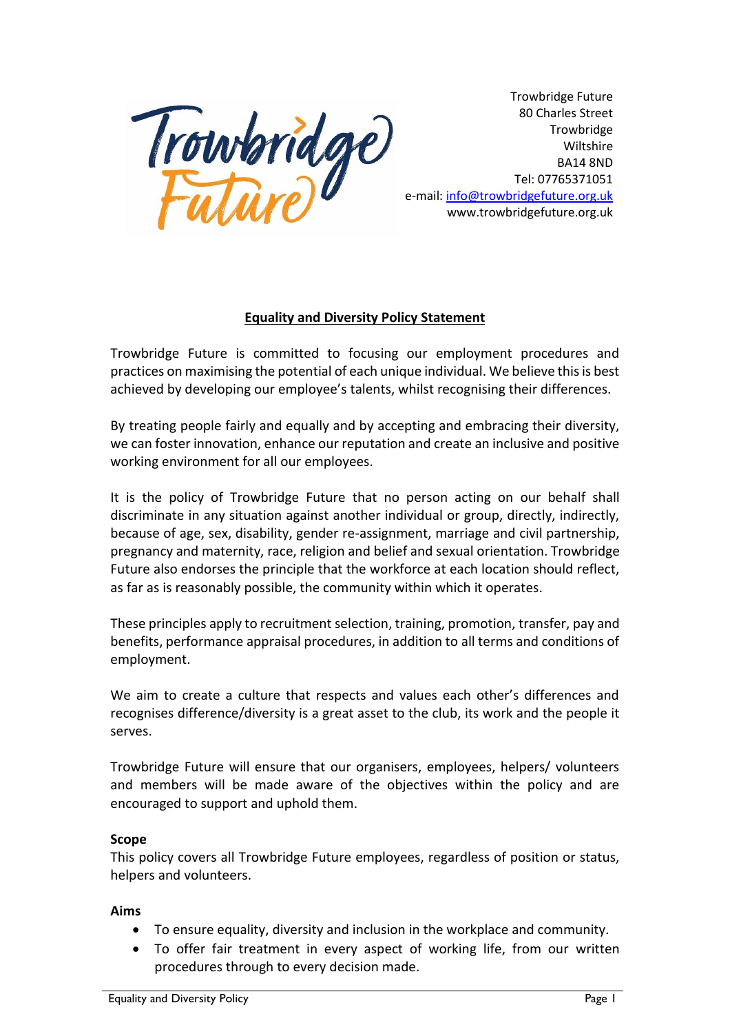Trowbridge Future
80 Charles Street
Trowbridge
Wiltshire
BA14 8ND
Tel: 07765371051
e-mail: info@trowbridgefuture.org.uk
www.trowbridgefuture.org.uk

## Equality and Diversity Policy Statement

Trowbridge Future is committed to focusing our employment procedures and practices on maximising the potential of each unique individual. We believe this is best achieved by developing our employee's talents, whilst recognising their differences.

By treating people fairly and equally and by accepting and embracing their diversity, we can foster innovation, enhance our reputation and create an inclusive and positive working environment for all our employees.

It is the policy of Trowbridge Future that no person acting on our behalf shall discriminate in any situation against another individual or group, directly, indirectly, because of age, sex, disability, gender re-assignment, marriage and civil partnership, pregnancy and maternity, race, religion and belief and sexual orientation. Trowbridge Future also endorses the principle that the workforce at each location should reflect, as far as is reasonably possible, the community within which it operates.

These principles apply to recruitment selection, training, promotion, transfer, pay and benefits, performance appraisal procedures, in addition to all terms and conditions of employment.

We aim to create a culture that respects and values each other's differences and recognises difference/diversity is a great asset to the club, its work and the people it serves.

Trowbridge Future will ensure that our organisers, employees, helpers/ volunteers and members will be made aware of the objectives within the policy and are encouraged to support and uphold them.

**Scope**
This policy covers all Trowbridge Future employees, regardless of position or status, helpers and volunteers.

**Aims**

- To ensure equality, diversity and inclusion in the workplace and community.
- To offer fair treatment in every aspect of working life, from our written procedures through to every decision made.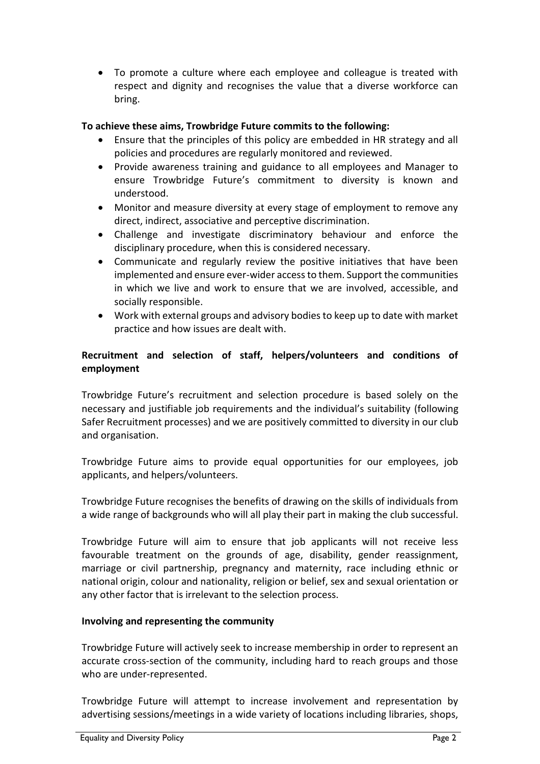- To promote a culture where each employee and colleague is treated with respect and dignity and recognises the value that a diverse workforce can bring.

**To achieve these aims, Trowbridge Future commits to the following:**

- Ensure that the principles of this policy are embedded in HR strategy and all policies and procedures are regularly monitored and reviewed.
- Provide awareness training and guidance to all employees and Manager to ensure Trowbridge Future's commitment to diversity is known and understood.
- Monitor and measure diversity at every stage of employment to remove any direct, indirect, associative and perceptive discrimination.
- Challenge and investigate discriminatory behaviour and enforce the disciplinary procedure, when this is considered necessary.
- Communicate and regularly review the positive initiatives that have been implemented and ensure ever-wider access to them. Support the communities in which we live and work to ensure that we are involved, accessible, and socially responsible.
- Work with external groups and advisory bodies to keep up to date with market practice and how issues are dealt with.

**Recruitment and selection of staff, helpers/volunteers and conditions of employment**

Trowbridge Future's recruitment and selection procedure is based solely on the necessary and justifiable job requirements and the individual's suitability (following Safer Recruitment processes) and we are positively committed to diversity in our club and organisation.

Trowbridge Future aims to provide equal opportunities for our employees, job applicants, and helpers/volunteers.

Trowbridge Future recognises the benefits of drawing on the skills of individuals from a wide range of backgrounds who will all play their part in making the club successful.

Trowbridge Future will aim to ensure that job applicants will not receive less favourable treatment on the grounds of age, disability, gender reassignment, marriage or civil partnership, pregnancy and maternity, race including ethnic or national origin, colour and nationality, religion or belief, sex and sexual orientation or any other factor that is irrelevant to the selection process.

**Involving and representing the community**

Trowbridge Future will actively seek to increase membership in order to represent an accurate cross-section of the community, including hard to reach groups and those who are under-represented.

Trowbridge Future will attempt to increase involvement and representation by advertising sessions/meetings in a wide variety of locations including libraries, shops,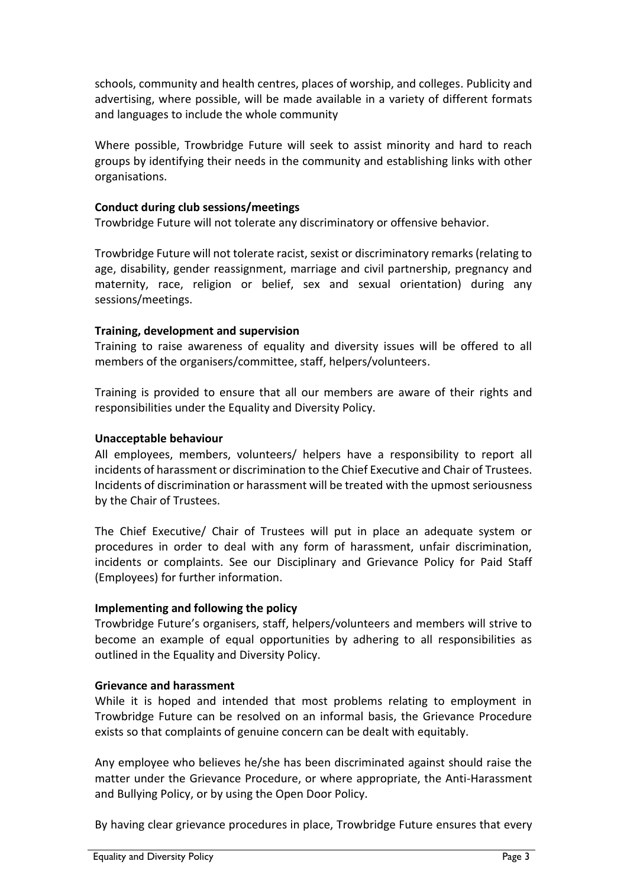schools, community and health centres, places of worship, and colleges. Publicity and advertising, where possible, will be made available in a variety of different formats and languages to include the whole community

Where possible, Trowbridge Future will seek to assist minority and hard to reach groups by identifying their needs in the community and establishing links with other organisations.

**Conduct during club sessions/meetings**

Trowbridge Future will not tolerate any discriminatory or offensive behavior.

Trowbridge Future will not tolerate racist, sexist or discriminatory remarks (relating to age, disability, gender reassignment, marriage and civil partnership, pregnancy and maternity, race, religion or belief, sex and sexual orientation) during any sessions/meetings.

**Training, development and supervision**

Training to raise awareness of equality and diversity issues will be offered to all members of the organisers/committee, staff, helpers/volunteers.

Training is provided to ensure that all our members are aware of their rights and responsibilities under the Equality and Diversity Policy.

**Unacceptable behaviour**

All employees, members, volunteers/ helpers have a responsibility to report all incidents of harassment or discrimination to the Chief Executive and Chair of Trustees. Incidents of discrimination or harassment will be treated with the upmost seriousness by the Chair of Trustees.

The Chief Executive/ Chair of Trustees will put in place an adequate system or procedures in order to deal with any form of harassment, unfair discrimination, incidents or complaints. See our Disciplinary and Grievance Policy for Paid Staff (Employees) for further information.

**Implementing and following the policy**

Trowbridge Future's organisers, staff, helpers/volunteers and members will strive to become an example of equal opportunities by adhering to all responsibilities as outlined in the Equality and Diversity Policy.

**Grievance and harassment**

While it is hoped and intended that most problems relating to employment in Trowbridge Future can be resolved on an informal basis, the Grievance Procedure exists so that complaints of genuine concern can be dealt with equitably.

Any employee who believes he/she has been discriminated against should raise the matter under the Grievance Procedure, or where appropriate, the Anti-Harassment and Bullying Policy, or by using the Open Door Policy.

By having clear grievance procedures in place, Trowbridge Future ensures that every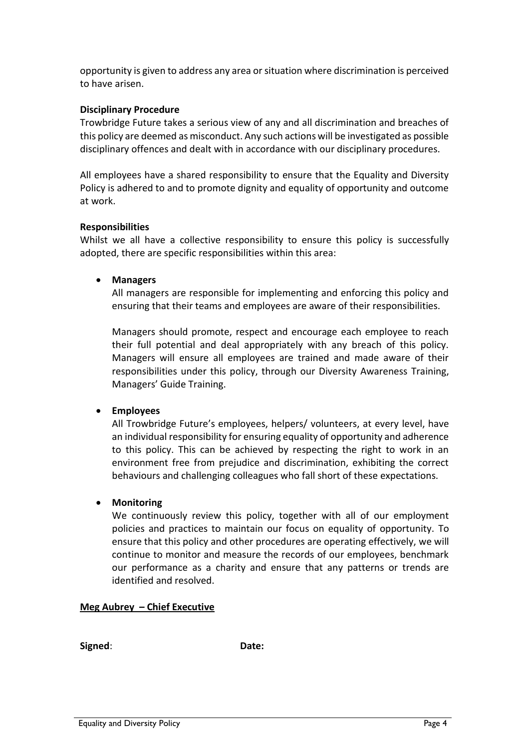opportunity is given to address any area or situation where discrimination is perceived to have arisen.

**Disciplinary Procedure**

Trowbridge Future takes a serious view of any and all discrimination and breaches of this policy are deemed as misconduct. Any such actions will be investigated as possible disciplinary offences and dealt with in accordance with our disciplinary procedures.

All employees have a shared responsibility to ensure that the Equality and Diversity Policy is adhered to and to promote dignity and equality of opportunity and outcome at work.

**Responsibilities**

Whilst we all have a collective responsibility to ensure this policy is successfully adopted, there are specific responsibilities within this area:

- **Managers**

  All managers are responsible for implementing and enforcing this policy and ensuring that their teams and employees are aware of their responsibilities.

  Managers should promote, respect and encourage each employee to reach their full potential and deal appropriately with any breach of this policy. Managers will ensure all employees are trained and made aware of their responsibilities under this policy, through our Diversity Awareness Training, Managers' Guide Training.

- **Employees**

  All Trowbridge Future's employees, helpers/ volunteers, at every level, have an individual responsibility for ensuring equality of opportunity and adherence to this policy. This can be achieved by respecting the right to work in an environment free from prejudice and discrimination, exhibiting the correct behaviours and challenging colleagues who fall short of these expectations.

- **Monitoring**

  We continuously review this policy, together with all of our employment policies and practices to maintain our focus on equality of opportunity. To ensure that this policy and other procedures are operating effectively, we will continue to monitor and measure the records of our employees, benchmark our performance as a charity and ensure that any patterns or trends are identified and resolved.

**Meg Aubrey – Chief Executive**

**Signed**: **Date:**